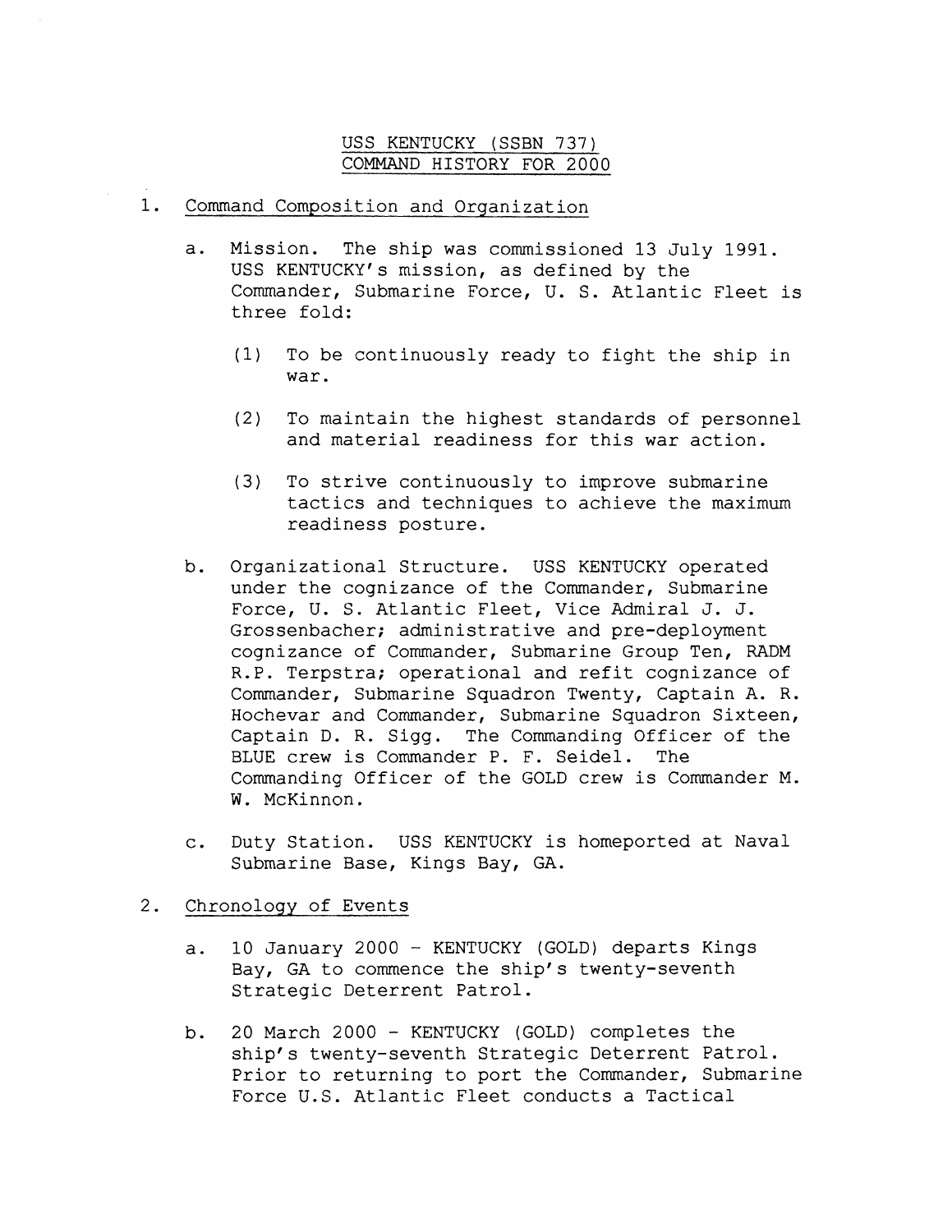# USS KENTUCKY (SSBN 737)
# COMMAND HISTORY FOR 2000

1. Command Composition and Organization

   a. Mission. The ship was commissioned 13 July 1991. USS KENTUCKY's mission, as defined by the Commander, Submarine Force, U. S. Atlantic Fleet is three fold:

      (1) To be continuously ready to fight the ship in war.

      (2) To maintain the highest standards of personnel and material readiness for this war action.

      (3) To strive continuously to improve submarine tactics and techniques to achieve the maximum readiness posture.

   b. Organizational Structure. USS KENTUCKY operated under the cognizance of the Commander, Submarine Force, U. S. Atlantic Fleet, Vice Admiral J. J. Grossenbacher; administrative and pre-deployment cognizance of Commander, Submarine Group Ten, RADM R.P. Terpstra; operational and refit cognizance of Commander, Submarine Squadron Twenty, Captain A. R. Hochevar and Commander, Submarine Squadron Sixteen, Captain D. R. Sigg. The Commanding Officer of the BLUE crew is Commander P. F. Seidel. The Commanding Officer of the GOLD crew is Commander M. W. McKinnon.

   c. Duty Station. USS KENTUCKY is homeported at Naval Submarine Base, Kings Bay, GA.

2. Chronology of Events

   a. 10 January 2000 - KENTUCKY (GOLD) departs Kings Bay, GA to commence the ship's twenty-seventh Strategic Deterrent Patrol.

   b. 20 March 2000 - KENTUCKY (GOLD) completes the ship's twenty-seventh Strategic Deterrent Patrol. Prior to returning to port the Commander, Submarine Force U.S. Atlantic Fleet conducts a Tactical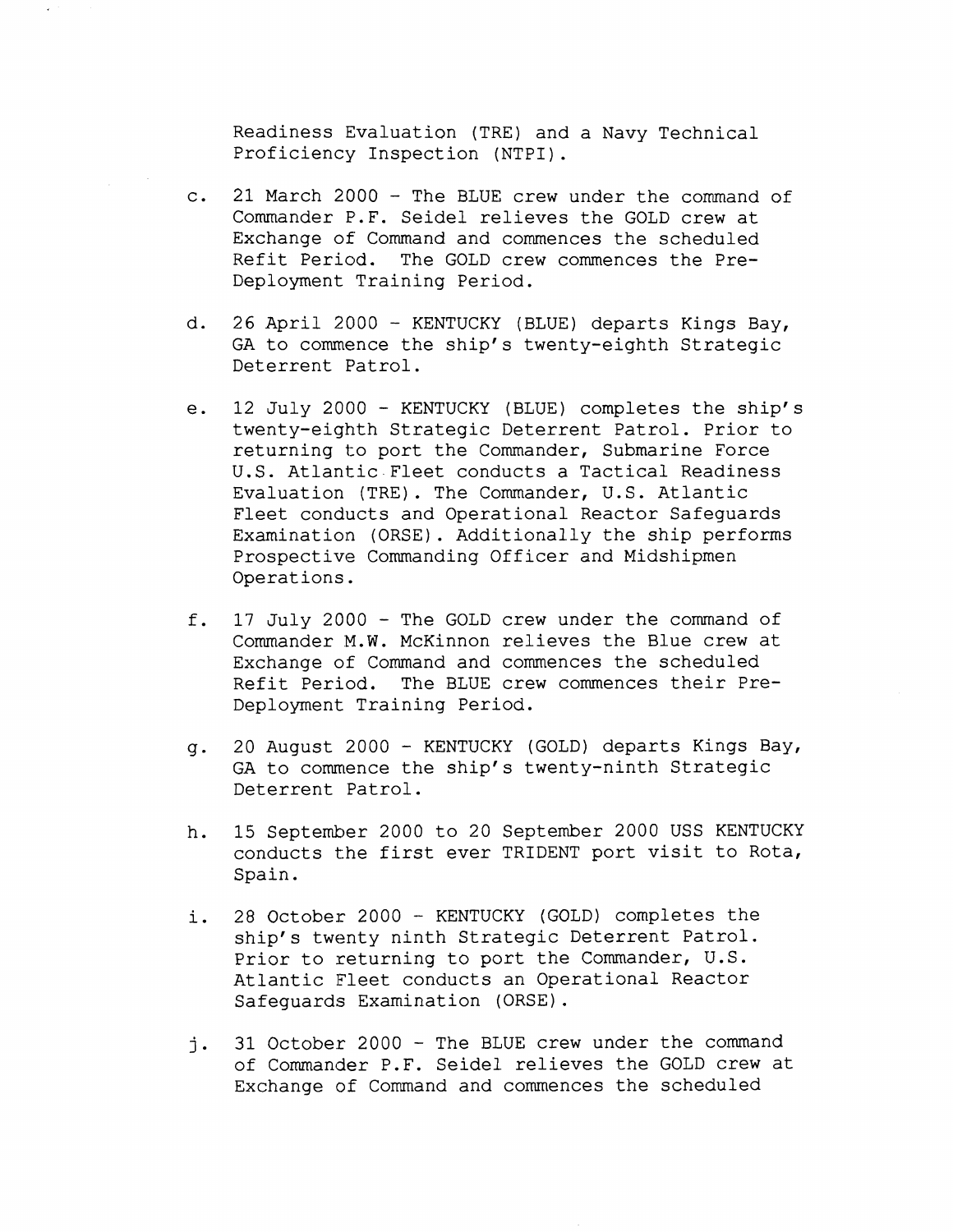Readiness Evaluation (TRE) and a Navy Technical Proficiency Inspection (NTPI).

c. 21 March 2000 - The BLUE crew under the command of Commander P.F. Seidel relieves the GOLD crew at Exchange of Command and commences the scheduled Refit Period. The GOLD crew commences the Pre-Deployment Training Period.

d. 26 April 2000 - KENTUCKY (BLUE) departs Kings Bay, GA to commence the ship's twenty-eighth Strategic Deterrent Patrol.

e. 12 July 2000 - KENTUCKY (BLUE) completes the ship's twenty-eighth Strategic Deterrent Patrol. Prior to returning to port the Commander, Submarine Force U.S. Atlantic Fleet conducts a Tactical Readiness Evaluation (TRE). The Commander, U.S. Atlantic Fleet conducts and Operational Reactor Safeguards Examination (ORSE). Additionally the ship performs Prospective Commanding Officer and Midshipmen Operations.

f. 17 July 2000 - The GOLD crew under the command of Commander M.W. McKinnon relieves the Blue crew at Exchange of Command and commences the scheduled Refit Period. The BLUE crew commences their Pre-Deployment Training Period.

g. 20 August 2000 - KENTUCKY (GOLD) departs Kings Bay, GA to commence the ship's twenty-ninth Strategic Deterrent Patrol.

h. 15 September 2000 to 20 September 2000 USS KENTUCKY conducts the first ever TRIDENT port visit to Rota, Spain.

i. 28 October 2000 - KENTUCKY (GOLD) completes the ship's twenty ninth Strategic Deterrent Patrol. Prior to returning to port the Commander, U.S. Atlantic Fleet conducts an Operational Reactor Safeguards Examination (ORSE).

j. 31 October 2000 - The BLUE crew under the command of Commander P.F. Seidel relieves the GOLD crew at Exchange of Command and commences the scheduled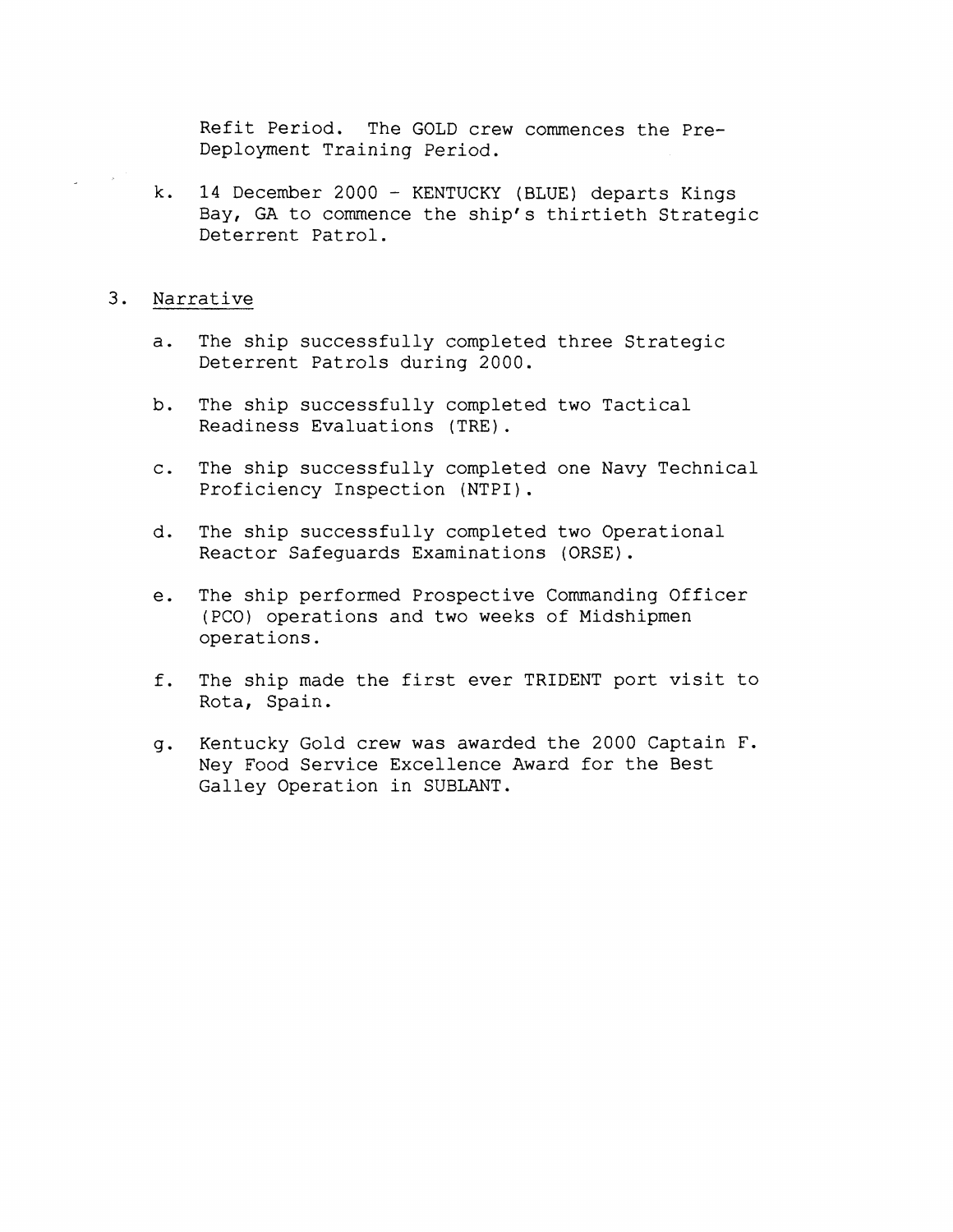Refit Period. The GOLD crew commences the Pre-Deployment Training Period.

k. 14 December 2000 - KENTUCKY (BLUE) departs Kings Bay, GA to commence the ship's thirtieth Strategic Deterrent Patrol.

3. Narrative

a. The ship successfully completed three Strategic Deterrent Patrols during 2000.

b. The ship successfully completed two Tactical Readiness Evaluations (TRE).

c. The ship successfully completed one Navy Technical Proficiency Inspection (NTPI).

d. The ship successfully completed two Operational Reactor Safeguards Examinations (ORSE).

e. The ship performed Prospective Commanding Officer (PCO) operations and two weeks of Midshipmen operations.

f. The ship made the first ever TRIDENT port visit to Rota, Spain.

g. Kentucky Gold crew was awarded the 2000 Captain F. Ney Food Service Excellence Award for the Best Galley Operation in SUBLANT.